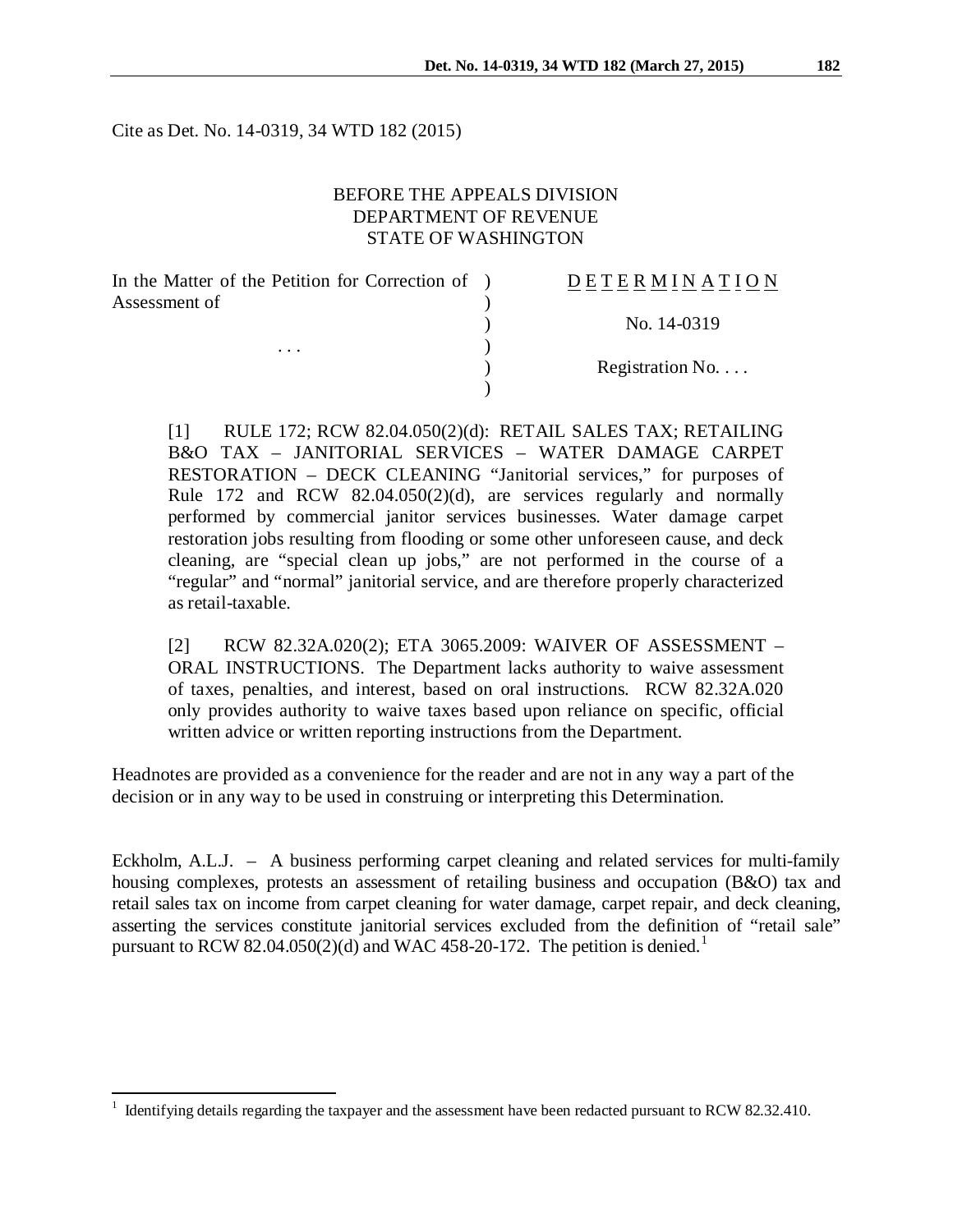Cite as Det. No. 14-0319, 34 WTD 182 (2015)

BEFORE THE APPEALS DIVISION
DEPARTMENT OF REVENUE
STATE OF WASHINGTON

| In the Matter of the Petition for Correction of Assessment of | | DETERMINATION |
|---|---|---|
| | | No. 14-0319 |
| . . . | | Registration No. . . . |

[1] RULE 172; RCW 82.04.050(2)(d): RETAIL SALES TAX; RETAILING B&O TAX – JANITORIAL SERVICES – WATER DAMAGE CARPET RESTORATION – DECK CLEANING "Janitorial services," for purposes of Rule 172 and RCW 82.04.050(2)(d), are services regularly and normally performed by commercial janitor services businesses. Water damage carpet restoration jobs resulting from flooding or some other unforeseen cause, and deck cleaning, are "special clean up jobs," are not performed in the course of a "regular" and "normal" janitorial service, and are therefore properly characterized as retail-taxable.

[2] RCW 82.32A.020(2); ETA 3065.2009: WAIVER OF ASSESSMENT – ORAL INSTRUCTIONS. The Department lacks authority to waive assessment of taxes, penalties, and interest, based on oral instructions. RCW 82.32A.020 only provides authority to waive taxes based upon reliance on specific, official written advice or written reporting instructions from the Department.

Headnotes are provided as a convenience for the reader and are not in any way a part of the decision or in any way to be used in construing or interpreting this Determination.

Eckholm, A.L.J. – A business performing carpet cleaning and related services for multi-family housing complexes, protests an assessment of retailing business and occupation (B&O) tax and retail sales tax on income from carpet cleaning for water damage, carpet repair, and deck cleaning, asserting the services constitute janitorial services excluded from the definition of "retail sale" pursuant to RCW 82.04.050(2)(d) and WAC 458-20-172. The petition is denied.[1]

[1] Identifying details regarding the taxpayer and the assessment have been redacted pursuant to RCW 82.32.410.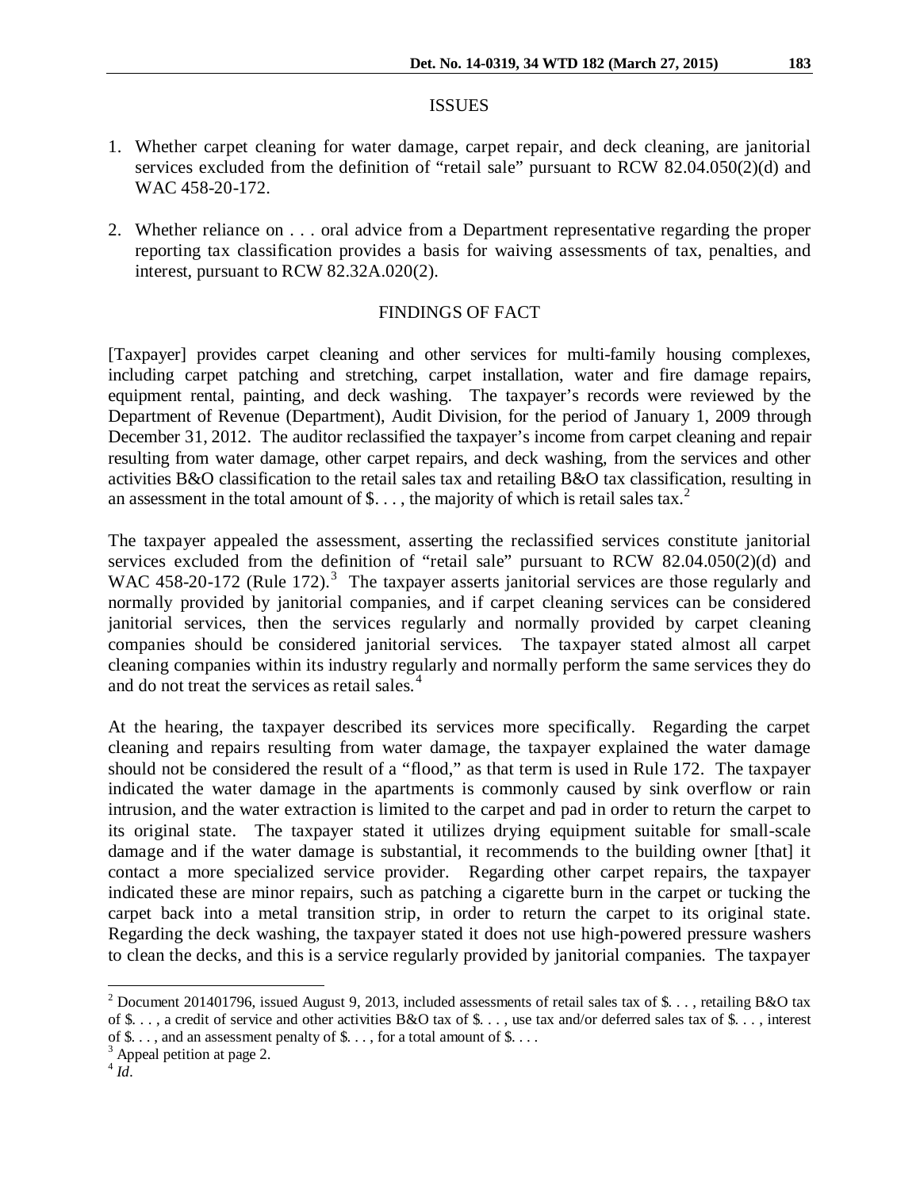## ISSUES

1. Whether carpet cleaning for water damage, carpet repair, and deck cleaning, are janitorial services excluded from the definition of "retail sale" pursuant to RCW 82.04.050(2)(d) and WAC 458-20-172.

2. Whether reliance on . . . oral advice from a Department representative regarding the proper reporting tax classification provides a basis for waiving assessments of tax, penalties, and interest, pursuant to RCW 82.32A.020(2).

## FINDINGS OF FACT

[Taxpayer] provides carpet cleaning and other services for multi-family housing complexes, including carpet patching and stretching, carpet installation, water and fire damage repairs, equipment rental, painting, and deck washing. The taxpayer's records were reviewed by the Department of Revenue (Department), Audit Division, for the period of January 1, 2009 through December 31, 2012. The auditor reclassified the taxpayer's income from carpet cleaning and repair resulting from water damage, other carpet repairs, and deck washing, from the services and other activities B&O classification to the retail sales tax and retailing B&O tax classification, resulting in an assessment in the total amount of $. . . , the majority of which is retail sales tax.[2]

The taxpayer appealed the assessment, asserting the reclassified services constitute janitorial services excluded from the definition of "retail sale" pursuant to RCW 82.04.050(2)(d) and WAC 458-20-172 (Rule 172).[3] The taxpayer asserts janitorial services are those regularly and normally provided by janitorial companies, and if carpet cleaning services can be considered janitorial services, then the services regularly and normally provided by carpet cleaning companies should be considered janitorial services. The taxpayer stated almost all carpet cleaning companies within its industry regularly and normally perform the same services they do and do not treat the services as retail sales.[4]

At the hearing, the taxpayer described its services more specifically. Regarding the carpet cleaning and repairs resulting from water damage, the taxpayer explained the water damage should not be considered the result of a "flood," as that term is used in Rule 172. The taxpayer indicated the water damage in the apartments is commonly caused by sink overflow or rain intrusion, and the water extraction is limited to the carpet and pad in order to return the carpet to its original state. The taxpayer stated it utilizes drying equipment suitable for small-scale damage and if the water damage is substantial, it recommends to the building owner [that] it contact a more specialized service provider. Regarding other carpet repairs, the taxpayer indicated these are minor repairs, such as patching a cigarette burn in the carpet or tucking the carpet back into a metal transition strip, in order to return the carpet to its original state. Regarding the deck washing, the taxpayer stated it does not use high-powered pressure washers to clean the decks, and this is a service regularly provided by janitorial companies. The taxpayer

---

[2] Document 201401796, issued August 9, 2013, included assessments of retail sales tax of $. . . , retailing B&O tax of $. . . , a credit of service and other activities B&O tax of $. . . , use tax and/or deferred sales tax of $. . . , interest of $. . . , and an assessment penalty of $. . . , for a total amount of $. . . .

[3] Appeal petition at page 2.

[4] *Id*.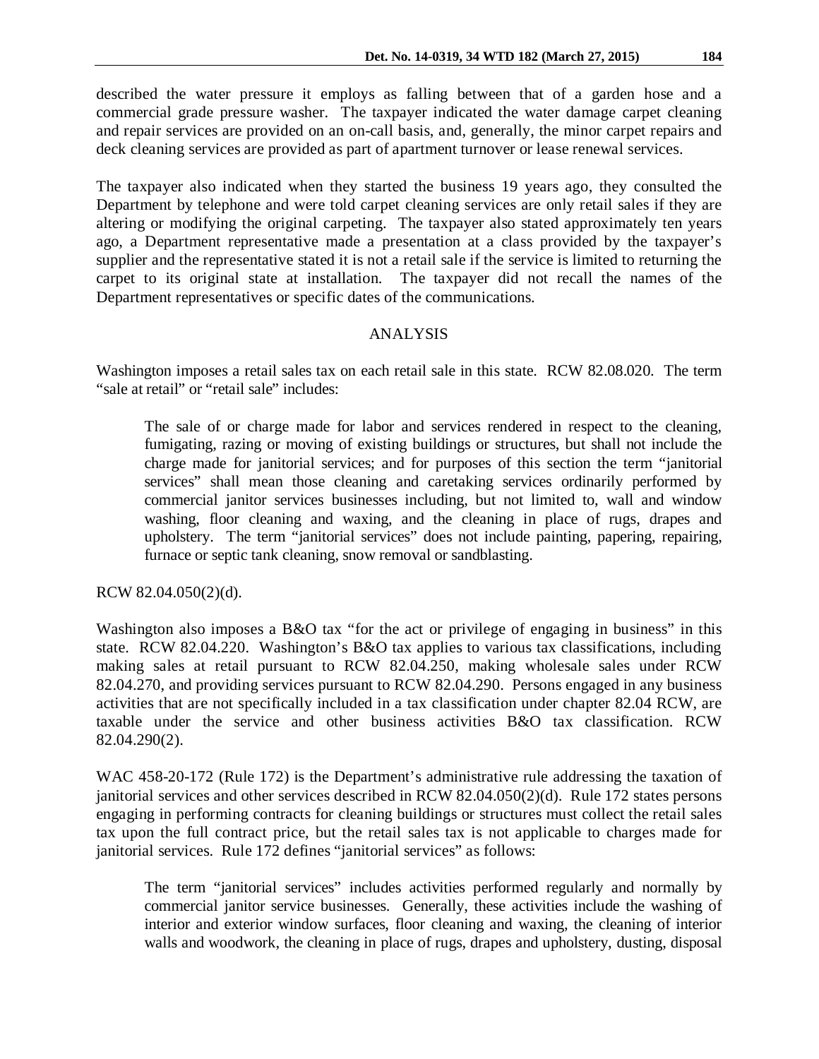described the water pressure it employs as falling between that of a garden hose and a commercial grade pressure washer. The taxpayer indicated the water damage carpet cleaning and repair services are provided on an on-call basis, and, generally, the minor carpet repairs and deck cleaning services are provided as part of apartment turnover or lease renewal services.

The taxpayer also indicated when they started the business 19 years ago, they consulted the Department by telephone and were told carpet cleaning services are only retail sales if they are altering or modifying the original carpeting. The taxpayer also stated approximately ten years ago, a Department representative made a presentation at a class provided by the taxpayer's supplier and the representative stated it is not a retail sale if the service is limited to returning the carpet to its original state at installation. The taxpayer did not recall the names of the Department representatives or specific dates of the communications.

## ANALYSIS

Washington imposes a retail sales tax on each retail sale in this state. RCW 82.08.020. The term "sale at retail" or "retail sale" includes:

> The sale of or charge made for labor and services rendered in respect to the cleaning, fumigating, razing or moving of existing buildings or structures, but shall not include the charge made for janitorial services; and for purposes of this section the term "janitorial services" shall mean those cleaning and caretaking services ordinarily performed by commercial janitor services businesses including, but not limited to, wall and window washing, floor cleaning and waxing, and the cleaning in place of rugs, drapes and upholstery. The term "janitorial services" does not include painting, papering, repairing, furnace or septic tank cleaning, snow removal or sandblasting.

RCW 82.04.050(2)(d).

Washington also imposes a B&O tax "for the act or privilege of engaging in business" in this state. RCW 82.04.220. Washington's B&O tax applies to various tax classifications, including making sales at retail pursuant to RCW 82.04.250, making wholesale sales under RCW 82.04.270, and providing services pursuant to RCW 82.04.290. Persons engaged in any business activities that are not specifically included in a tax classification under chapter 82.04 RCW, are taxable under the service and other business activities B&O tax classification. RCW 82.04.290(2).

WAC 458-20-172 (Rule 172) is the Department's administrative rule addressing the taxation of janitorial services and other services described in RCW 82.04.050(2)(d). Rule 172 states persons engaging in performing contracts for cleaning buildings or structures must collect the retail sales tax upon the full contract price, but the retail sales tax is not applicable to charges made for janitorial services. Rule 172 defines "janitorial services" as follows:

> The term "janitorial services" includes activities performed regularly and normally by commercial janitor service businesses. Generally, these activities include the washing of interior and exterior window surfaces, floor cleaning and waxing, the cleaning of interior walls and woodwork, the cleaning in place of rugs, drapes and upholstery, dusting, disposal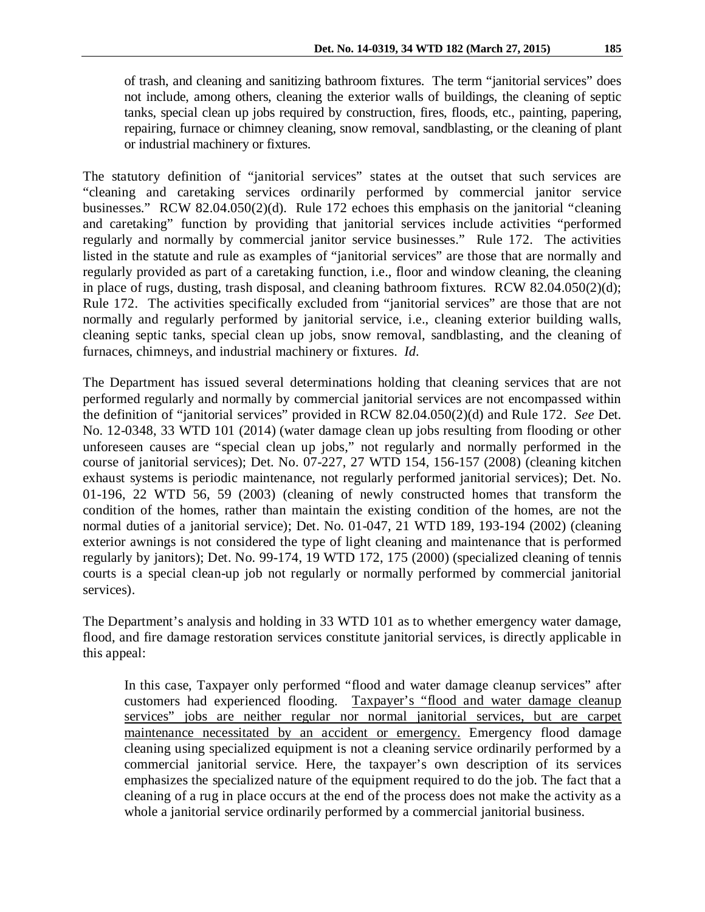> of trash, and cleaning and sanitizing bathroom fixtures. The term "janitorial services" does not include, among others, cleaning the exterior walls of buildings, the cleaning of septic tanks, special clean up jobs required by construction, fires, floods, etc., painting, papering, repairing, furnace or chimney cleaning, snow removal, sandblasting, or the cleaning of plant or industrial machinery or fixtures.

The statutory definition of "janitorial services" states at the outset that such services are "cleaning and caretaking services ordinarily performed by commercial janitor service businesses." RCW 82.04.050(2)(d). Rule 172 echoes this emphasis on the janitorial "cleaning and caretaking" function by providing that janitorial services include activities "performed regularly and normally by commercial janitor service businesses." Rule 172. The activities listed in the statute and rule as examples of "janitorial services" are those that are normally and regularly provided as part of a caretaking function, i.e., floor and window cleaning, the cleaning in place of rugs, dusting, trash disposal, and cleaning bathroom fixtures. RCW 82.04.050(2)(d); Rule 172. The activities specifically excluded from "janitorial services" are those that are not normally and regularly performed by janitorial service, i.e., cleaning exterior building walls, cleaning septic tanks, special clean up jobs, snow removal, sandblasting, and the cleaning of furnaces, chimneys, and industrial machinery or fixtures. *Id.*

The Department has issued several determinations holding that cleaning services that are not performed regularly and normally by commercial janitorial services are not encompassed within the definition of "janitorial services" provided in RCW 82.04.050(2)(d) and Rule 172. *See* Det. No. 12-0348, 33 WTD 101 (2014) (water damage clean up jobs resulting from flooding or other unforeseen causes are "special clean up jobs," not regularly and normally performed in the course of janitorial services); Det. No. 07-227, 27 WTD 154, 156-157 (2008) (cleaning kitchen exhaust systems is periodic maintenance, not regularly performed janitorial services); Det. No. 01-196, 22 WTD 56, 59 (2003) (cleaning of newly constructed homes that transform the condition of the homes, rather than maintain the existing condition of the homes, are not the normal duties of a janitorial service); Det. No. 01-047, 21 WTD 189, 193-194 (2002) (cleaning exterior awnings is not considered the type of light cleaning and maintenance that is performed regularly by janitors); Det. No. 99-174, 19 WTD 172, 175 (2000) (specialized cleaning of tennis courts is a special clean-up job not regularly or normally performed by commercial janitorial services).

The Department's analysis and holding in 33 WTD 101 as to whether emergency water damage, flood, and fire damage restoration services constitute janitorial services, is directly applicable in this appeal:

> In this case, Taxpayer only performed "flood and water damage cleanup services" after customers had experienced flooding. <u>Taxpayer's "flood and water damage cleanup services" jobs are neither regular nor normal janitorial services, but are carpet maintenance necessitated by an accident or emergency.</u> Emergency flood damage cleaning using specialized equipment is not a cleaning service ordinarily performed by a commercial janitorial service. Here, the taxpayer's own description of its services emphasizes the specialized nature of the equipment required to do the job. The fact that a cleaning of a rug in place occurs at the end of the process does not make the activity as a whole a janitorial service ordinarily performed by a commercial janitorial business.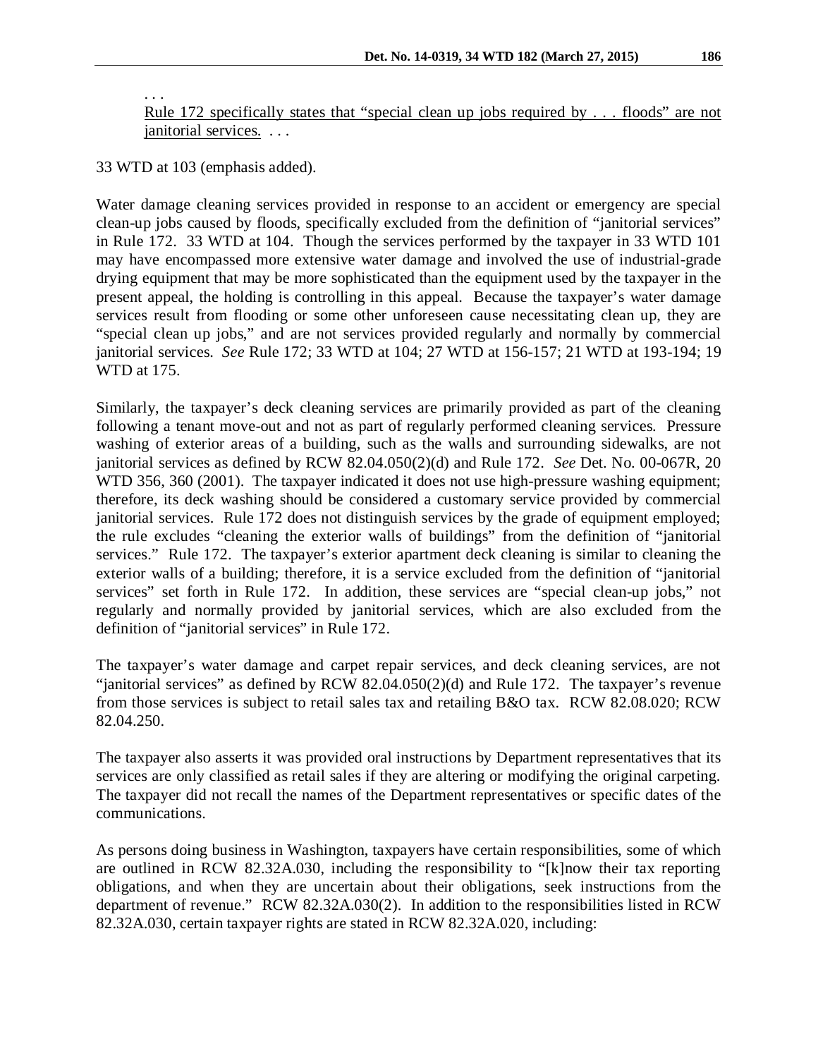> . . .
> 
> Rule 172 specifically states that "special clean up jobs required by . . . floods" are not janitorial services. . . .

33 WTD at 103 (emphasis added).

Water damage cleaning services provided in response to an accident or emergency are special clean-up jobs caused by floods, specifically excluded from the definition of "janitorial services" in Rule 172. 33 WTD at 104. Though the services performed by the taxpayer in 33 WTD 101 may have encompassed more extensive water damage and involved the use of industrial-grade drying equipment that may be more sophisticated than the equipment used by the taxpayer in the present appeal, the holding is controlling in this appeal. Because the taxpayer's water damage services result from flooding or some other unforeseen cause necessitating clean up, they are "special clean up jobs," and are not services provided regularly and normally by commercial janitorial services. *See* Rule 172; 33 WTD at 104; 27 WTD at 156-157; 21 WTD at 193-194; 19 WTD at 175.

Similarly, the taxpayer's deck cleaning services are primarily provided as part of the cleaning following a tenant move-out and not as part of regularly performed cleaning services. Pressure washing of exterior areas of a building, such as the walls and surrounding sidewalks, are not janitorial services as defined by RCW 82.04.050(2)(d) and Rule 172. *See* Det. No. 00-067R, 20 WTD 356, 360 (2001). The taxpayer indicated it does not use high-pressure washing equipment; therefore, its deck washing should be considered a customary service provided by commercial janitorial services. Rule 172 does not distinguish services by the grade of equipment employed; the rule excludes "cleaning the exterior walls of buildings" from the definition of "janitorial services." Rule 172. The taxpayer's exterior apartment deck cleaning is similar to cleaning the exterior walls of a building; therefore, it is a service excluded from the definition of "janitorial services" set forth in Rule 172. In addition, these services are "special clean-up jobs," not regularly and normally provided by janitorial services, which are also excluded from the definition of "janitorial services" in Rule 172.

The taxpayer's water damage and carpet repair services, and deck cleaning services, are not "janitorial services" as defined by RCW 82.04.050(2)(d) and Rule 172. The taxpayer's revenue from those services is subject to retail sales tax and retailing B&O tax. RCW 82.08.020; RCW 82.04.250.

The taxpayer also asserts it was provided oral instructions by Department representatives that its services are only classified as retail sales if they are altering or modifying the original carpeting. The taxpayer did not recall the names of the Department representatives or specific dates of the communications.

As persons doing business in Washington, taxpayers have certain responsibilities, some of which are outlined in RCW 82.32A.030, including the responsibility to "[k]now their tax reporting obligations, and when they are uncertain about their obligations, seek instructions from the department of revenue." RCW 82.32A.030(2). In addition to the responsibilities listed in RCW 82.32A.030, certain taxpayer rights are stated in RCW 82.32A.020, including: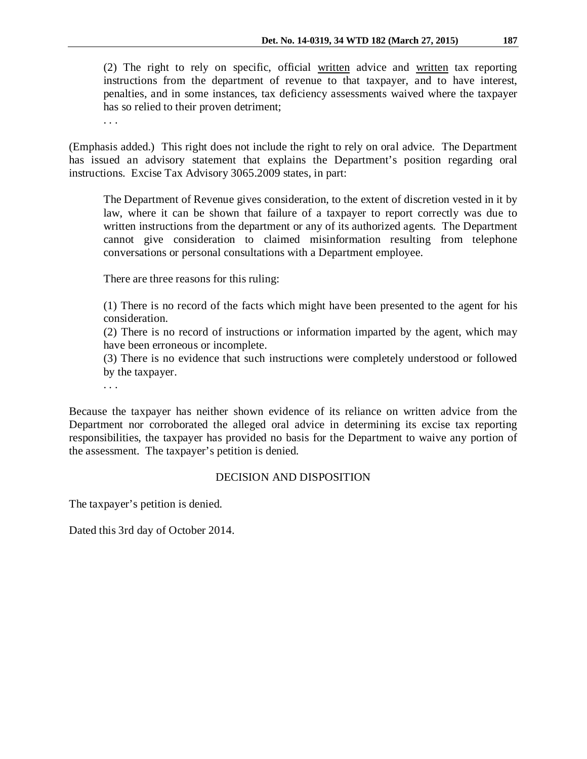> (2) The right to rely on specific, official <u>written</u> advice and <u>written</u> tax reporting instructions from the department of revenue to that taxpayer, and to have interest, penalties, and in some instances, tax deficiency assessments waived where the taxpayer has so relied to their proven detriment;
>
> . . .

(Emphasis added.) This right does not include the right to rely on oral advice. The Department has issued an advisory statement that explains the Department's position regarding oral instructions. Excise Tax Advisory 3065.2009 states, in part:

> The Department of Revenue gives consideration, to the extent of discretion vested in it by law, where it can be shown that failure of a taxpayer to report correctly was due to written instructions from the department or any of its authorized agents. The Department cannot give consideration to claimed misinformation resulting from telephone conversations or personal consultations with a Department employee.
>
> There are three reasons for this ruling:
>
> (1) There is no record of the facts which might have been presented to the agent for his consideration.
> (2) There is no record of instructions or information imparted by the agent, which may have been erroneous or incomplete.
> (3) There is no evidence that such instructions were completely understood or followed by the taxpayer.
>
> . . .

Because the taxpayer has neither shown evidence of its reliance on written advice from the Department nor corroborated the alleged oral advice in determining its excise tax reporting responsibilities, the taxpayer has provided no basis for the Department to waive any portion of the assessment. The taxpayer's petition is denied.

## DECISION AND DISPOSITION

The taxpayer's petition is denied.

Dated this 3rd day of October 2014.